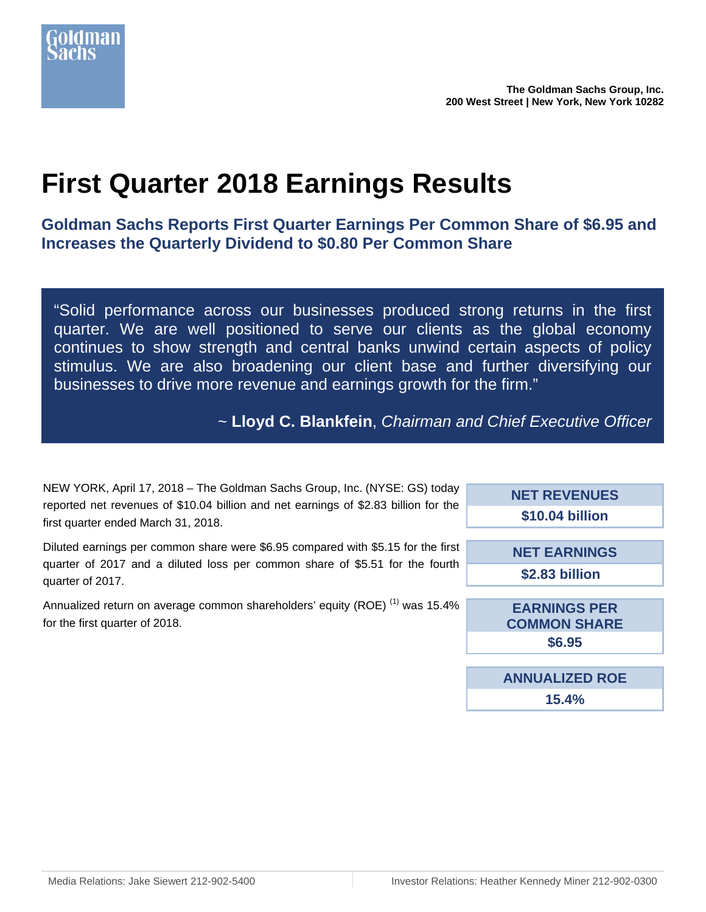The Goldman Sachs Group, Inc.
200 West Street | New York, New York 10282

# First Quarter 2018 Earnings Results

## Goldman Sachs Reports First Quarter Earnings Per Common Share of $6.95 and Increases the Quarterly Dividend to $0.80 Per Common Share

> "Solid performance across our businesses produced strong returns in the first quarter. We are well positioned to serve our clients as the global economy continues to show strength and central banks unwind certain aspects of policy stimulus. We are also broadening our client base and further diversifying our businesses to drive more revenue and earnings growth for the firm."
>
> ~ **Lloyd C. Blankfein**, *Chairman and Chief Executive Officer*

NEW YORK, April 17, 2018 – The Goldman Sachs Group, Inc. (NYSE: GS) today reported net revenues of $10.04 billion and net earnings of $2.83 billion for the first quarter ended March 31, 2018.

Diluted earnings per common share were $6.95 compared with $5.15 for the first quarter of 2017 and a diluted loss per common share of $5.51 for the fourth quarter of 2017.

Annualized return on average common shareholders' equity (ROE) [1] was 15.4% for the first quarter of 2018.

| NET REVENUES |
|---|
| $10.04 billion |

| NET EARNINGS |
|---|
| $2.83 billion |

| EARNINGS PER COMMON SHARE |
|---|
| $6.95 |

| ANNUALIZED ROE |
|---|
| 15.4% |

Media Relations: Jake Siewert 212-902-5400 | Investor Relations: Heather Kennedy Miner 212-902-0300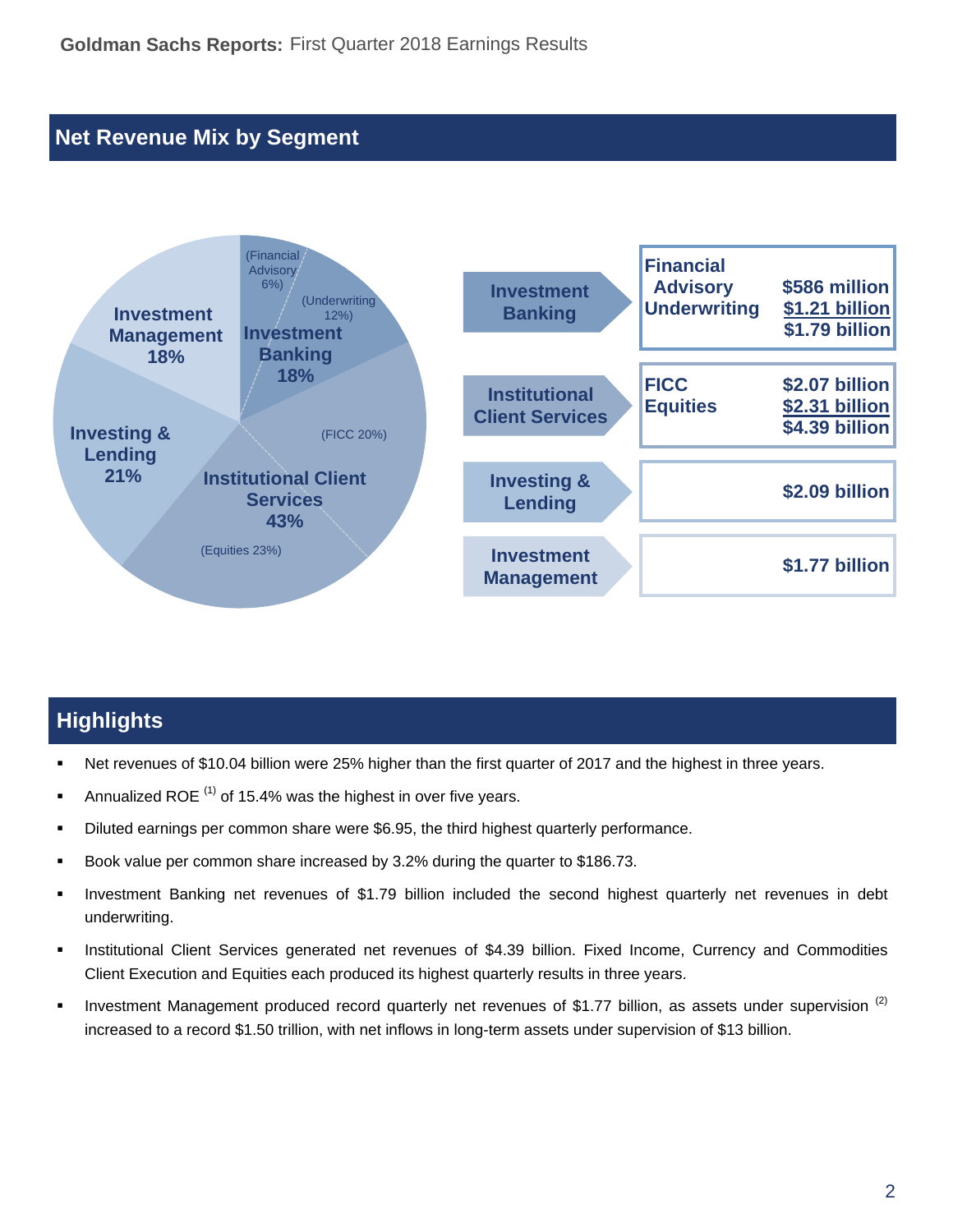## Net Revenue Mix by Segment

| Segment | Share | Component | Net Revenues |
| --- | --- | --- | --- |
| Investment Banking | 18% | Financial Advisory (6%) | $586 million |
| | | Underwriting (12%) | $1.21 billion |
| | | | $1.79 billion |
| Institutional Client Services | 43% | FICC (20%) | $2.07 billion |
| | | Equities (23%) | $2.31 billion |
| | | | $4.39 billion |
| Investing & Lending | 21% | | $2.09 billion |
| Investment Management | 18% | | $1.77 billion |

## Highlights

- Net revenues of $10.04 billion were 25% higher than the first quarter of 2017 and the highest in three years.
- Annualized ROE [(1)] of 15.4% was the highest in over five years.
- Diluted earnings per common share were $6.95, the third highest quarterly performance.
- Book value per common share increased by 3.2% during the quarter to $186.73.
- Investment Banking net revenues of $1.79 billion included the second highest quarterly net revenues in debt underwriting.
- Institutional Client Services generated net revenues of $4.39 billion. Fixed Income, Currency and Commodities Client Execution and Equities each produced its highest quarterly results in three years.
- Investment Management produced record quarterly net revenues of $1.77 billion, as assets under supervision [(2)] increased to a record $1.50 trillion, with net inflows in long-term assets under supervision of $13 billion.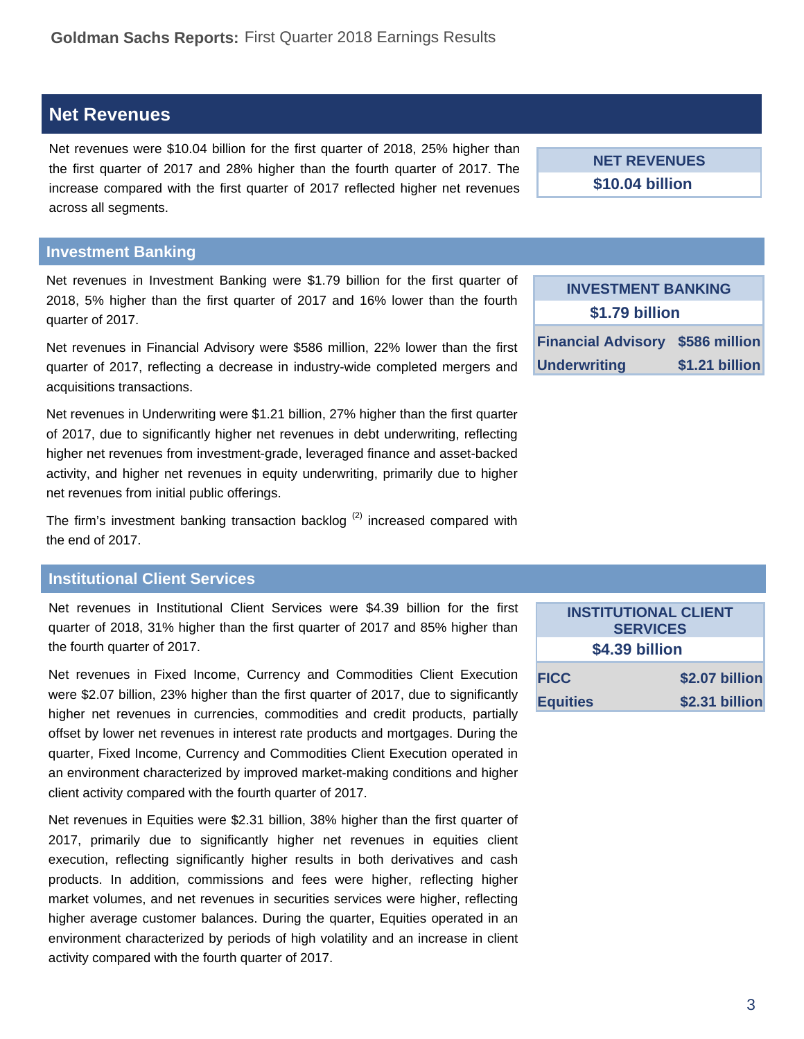## Net Revenues

Net revenues were $10.04 billion for the first quarter of 2018, 25% higher than the first quarter of 2017 and 28% higher than the fourth quarter of 2017. The increase compared with the first quarter of 2017 reflected higher net revenues across all segments.

| NET REVENUES |
|---|
| $10.04 billion |

### Investment Banking

Net revenues in Investment Banking were $1.79 billion for the first quarter of 2018, 5% higher than the first quarter of 2017 and 16% lower than the fourth quarter of 2017.

Net revenues in Financial Advisory were $586 million, 22% lower than the first quarter of 2017, reflecting a decrease in industry-wide completed mergers and acquisitions transactions.

Net revenues in Underwriting were $1.21 billion, 27% higher than the first quarter of 2017, due to significantly higher net revenues in debt underwriting, reflecting higher net revenues from investment-grade, leveraged finance and asset-backed activity, and higher net revenues in equity underwriting, primarily due to higher net revenues from initial public offerings.

The firm's investment banking transaction backlog [2] increased compared with the end of 2017.

| INVESTMENT BANKING | |
|---|---|
| $1.79 billion | |
| Financial Advisory | $586 million |
| Underwriting | $1.21 billion |

### Institutional Client Services

Net revenues in Institutional Client Services were $4.39 billion for the first quarter of 2018, 31% higher than the first quarter of 2017 and 85% higher than the fourth quarter of 2017.

Net revenues in Fixed Income, Currency and Commodities Client Execution were $2.07 billion, 23% higher than the first quarter of 2017, due to significantly higher net revenues in currencies, commodities and credit products, partially offset by lower net revenues in interest rate products and mortgages. During the quarter, Fixed Income, Currency and Commodities Client Execution operated in an environment characterized by improved market-making conditions and higher client activity compared with the fourth quarter of 2017.

Net revenues in Equities were $2.31 billion, 38% higher than the first quarter of 2017, primarily due to significantly higher net revenues in equities client execution, reflecting significantly higher results in both derivatives and cash products. In addition, commissions and fees were higher, reflecting higher market volumes, and net revenues in securities services were higher, reflecting higher average customer balances. During the quarter, Equities operated in an environment characterized by periods of high volatility and an increase in client activity compared with the fourth quarter of 2017.

| INSTITUTIONAL CLIENT SERVICES | |
|---|---|
| $4.39 billion | |
| FICC | $2.07 billion |
| Equities | $2.31 billion |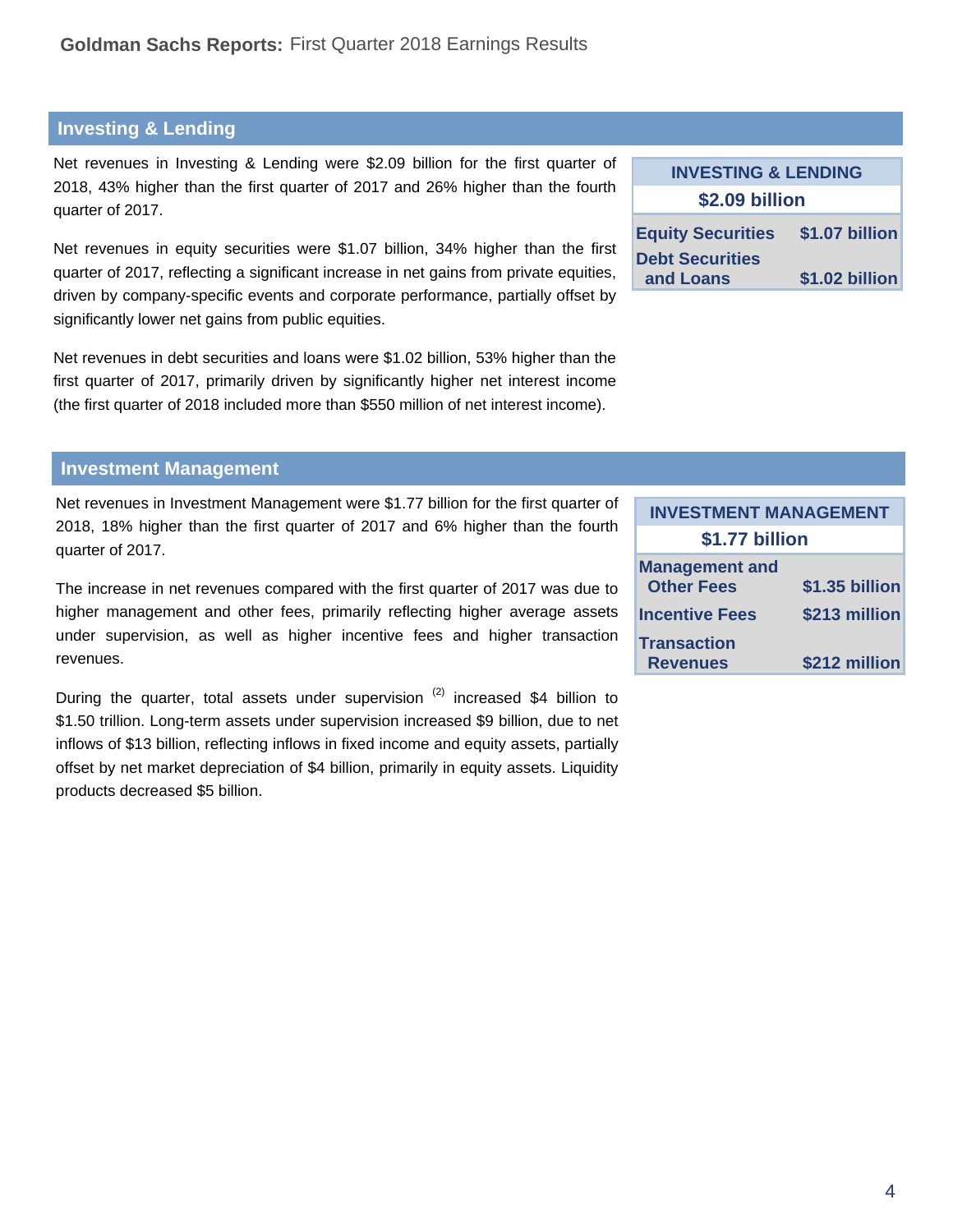## Investing & Lending

Net revenues in Investing & Lending were $2.09 billion for the first quarter of 2018, 43% higher than the first quarter of 2017 and 26% higher than the fourth quarter of 2017.

Net revenues in equity securities were $1.07 billion, 34% higher than the first quarter of 2017, reflecting a significant increase in net gains from private equities, driven by company-specific events and corporate performance, partially offset by significantly lower net gains from public equities.

Net revenues in debt securities and loans were $1.02 billion, 53% higher than the first quarter of 2017, primarily driven by significantly higher net interest income (the first quarter of 2018 included more than $550 million of net interest income).

| INVESTING & LENDING | |
|---|---|
| **$2.09 billion** | |
| Equity Securities | $1.07 billion |
| Debt Securities and Loans | $1.02 billion |

## Investment Management

Net revenues in Investment Management were $1.77 billion for the first quarter of 2018, 18% higher than the first quarter of 2017 and 6% higher than the fourth quarter of 2017.

The increase in net revenues compared with the first quarter of 2017 was due to higher management and other fees, primarily reflecting higher average assets under supervision, as well as higher incentive fees and higher transaction revenues.

During the quarter, total assets under supervision [(2)] increased $4 billion to $1.50 trillion. Long-term assets under supervision increased $9 billion, due to net inflows of $13 billion, reflecting inflows in fixed income and equity assets, partially offset by net market depreciation of $4 billion, primarily in equity assets. Liquidity products decreased $5 billion.

| INVESTMENT MANAGEMENT | |
|---|---|
| **$1.77 billion** | |
| Management and Other Fees | $1.35 billion |
| Incentive Fees | $213 million |
| Transaction Revenues | $212 million |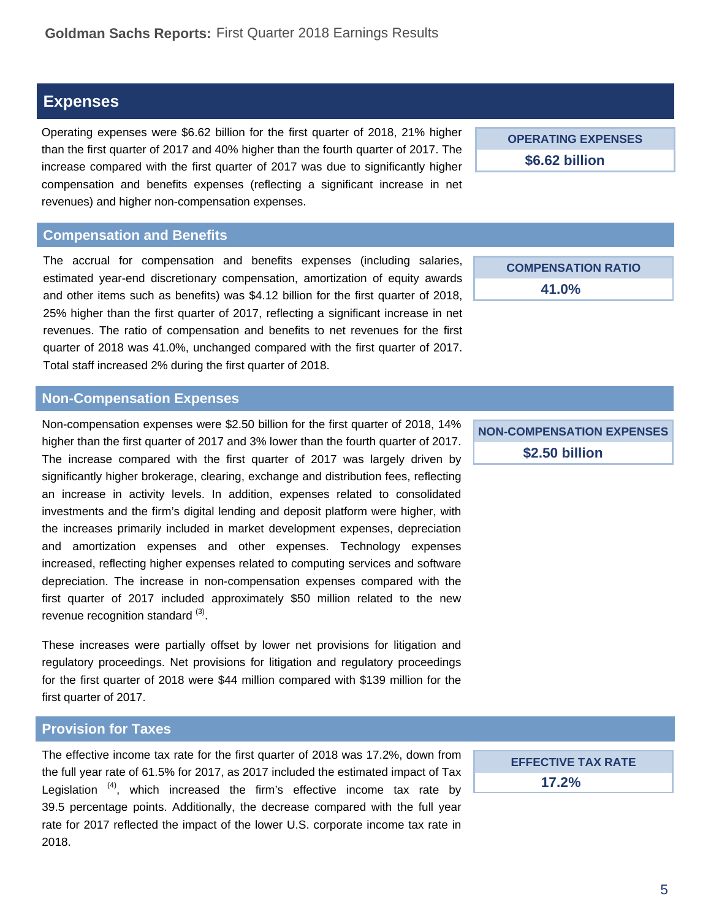## Expenses

Operating expenses were $6.62 billion for the first quarter of 2018, 21% higher than the first quarter of 2017 and 40% higher than the fourth quarter of 2017. The increase compared with the first quarter of 2017 was due to significantly higher compensation and benefits expenses (reflecting a significant increase in net revenues) and higher non-compensation expenses.

| OPERATING EXPENSES |
|---|
| **$6.62 billion** |

### Compensation and Benefits

The accrual for compensation and benefits expenses (including salaries, estimated year-end discretionary compensation, amortization of equity awards and other items such as benefits) was $4.12 billion for the first quarter of 2018, 25% higher than the first quarter of 2017, reflecting a significant increase in net revenues. The ratio of compensation and benefits to net revenues for the first quarter of 2018 was 41.0%, unchanged compared with the first quarter of 2017. Total staff increased 2% during the first quarter of 2018.

| COMPENSATION RATIO |
|---|
| **41.0%** |

### Non-Compensation Expenses

Non-compensation expenses were $2.50 billion for the first quarter of 2018, 14% higher than the first quarter of 2017 and 3% lower than the fourth quarter of 2017. The increase compared with the first quarter of 2017 was largely driven by significantly higher brokerage, clearing, exchange and distribution fees, reflecting an increase in activity levels. In addition, expenses related to consolidated investments and the firm's digital lending and deposit platform were higher, with the increases primarily included in market development expenses, depreciation and amortization expenses and other expenses. Technology expenses increased, reflecting higher expenses related to computing services and software depreciation. The increase in non-compensation expenses compared with the first quarter of 2017 included approximately $50 million related to the new revenue recognition standard [3].

These increases were partially offset by lower net provisions for litigation and regulatory proceedings. Net provisions for litigation and regulatory proceedings for the first quarter of 2018 were $44 million compared with $139 million for the first quarter of 2017.

| NON-COMPENSATION EXPENSES |
|---|
| **$2.50 billion** |

### Provision for Taxes

The effective income tax rate for the first quarter of 2018 was 17.2%, down from the full year rate of 61.5% for 2017, as 2017 included the estimated impact of Tax Legislation [4], which increased the firm's effective income tax rate by 39.5 percentage points. Additionally, the decrease compared with the full year rate for 2017 reflected the impact of the lower U.S. corporate income tax rate in 2018.

| EFFECTIVE TAX RATE |
|---|
| **17.2%** |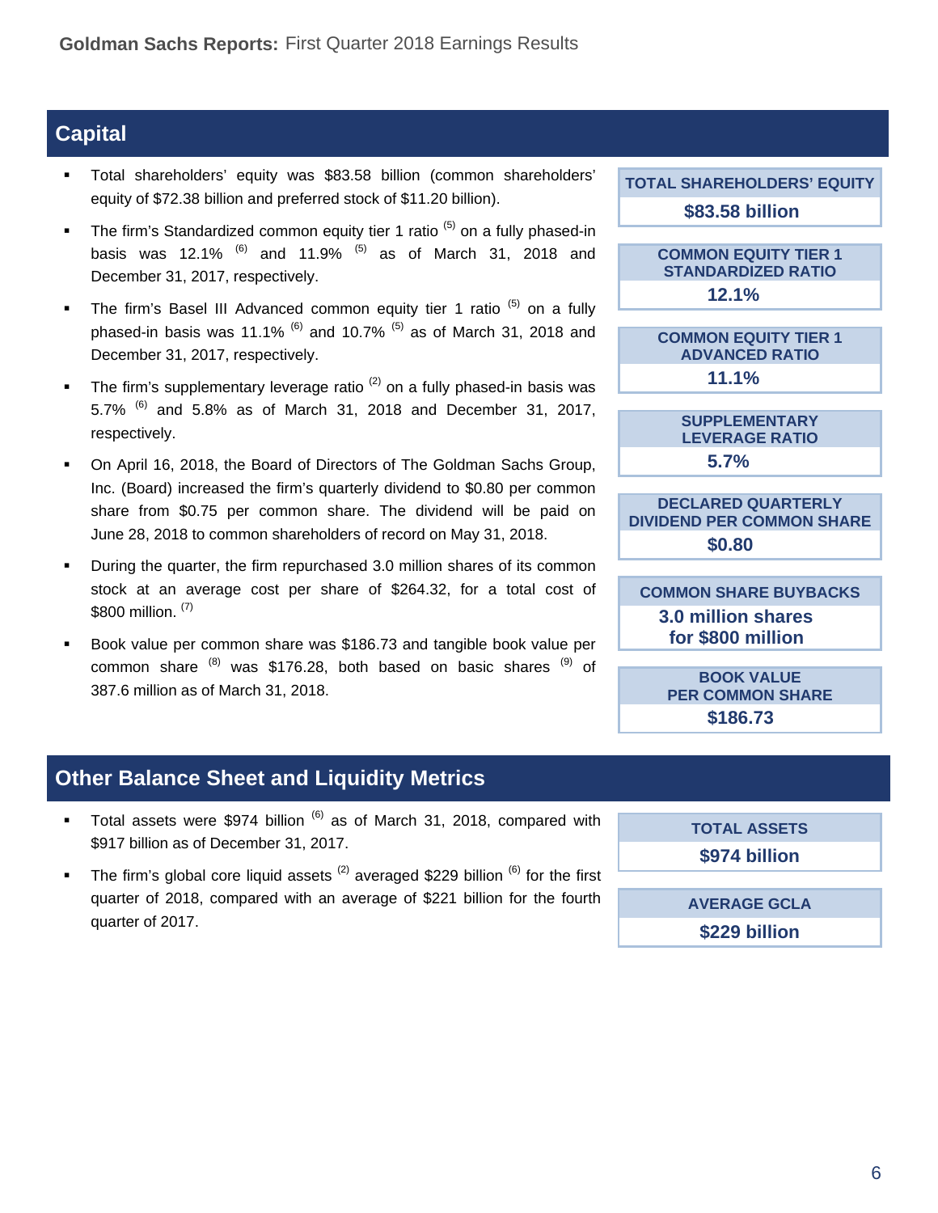## Capital

- Total shareholders' equity was $83.58 billion (common shareholders' equity of $72.38 billion and preferred stock of $11.20 billion).
- The firm's Standardized common equity tier 1 ratio [5] on a fully phased-in basis was 12.1% [6] and 11.9% [5] as of March 31, 2018 and December 31, 2017, respectively.
- The firm's Basel III Advanced common equity tier 1 ratio [5] on a fully phased-in basis was 11.1% [6] and 10.7% [5] as of March 31, 2018 and December 31, 2017, respectively.
- The firm's supplementary leverage ratio [2] on a fully phased-in basis was 5.7% [6] and 5.8% as of March 31, 2018 and December 31, 2017, respectively.
- On April 16, 2018, the Board of Directors of The Goldman Sachs Group, Inc. (Board) increased the firm's quarterly dividend to $0.80 per common share from $0.75 per common share. The dividend will be paid on June 28, 2018 to common shareholders of record on May 31, 2018.
- During the quarter, the firm repurchased 3.0 million shares of its common stock at an average cost per share of $264.32, for a total cost of $800 million. [7]
- Book value per common share was $186.73 and tangible book value per common share [8] was $176.28, both based on basic shares [9] of 387.6 million as of March 31, 2018.

| TOTAL SHAREHOLDERS' EQUITY |
|---|
| $83.58 billion |

| COMMON EQUITY TIER 1 STANDARDIZED RATIO |
|---|
| 12.1% |

| COMMON EQUITY TIER 1 ADVANCED RATIO |
|---|
| 11.1% |

| SUPPLEMENTARY LEVERAGE RATIO |
|---|
| 5.7% |

| DECLARED QUARTERLY DIVIDEND PER COMMON SHARE |
|---|
| $0.80 |

| COMMON SHARE BUYBACKS |
|---|
| 3.0 million shares for $800 million |

| BOOK VALUE PER COMMON SHARE |
|---|
| $186.73 |

## Other Balance Sheet and Liquidity Metrics

- Total assets were $974 billion [6] as of March 31, 2018, compared with $917 billion as of December 31, 2017.
- The firm's global core liquid assets [2] averaged $229 billion [6] for the first quarter of 2018, compared with an average of $221 billion for the fourth quarter of 2017.

| TOTAL ASSETS |
|---|
| $974 billion |

| AVERAGE GCLA |
|---|
| $229 billion |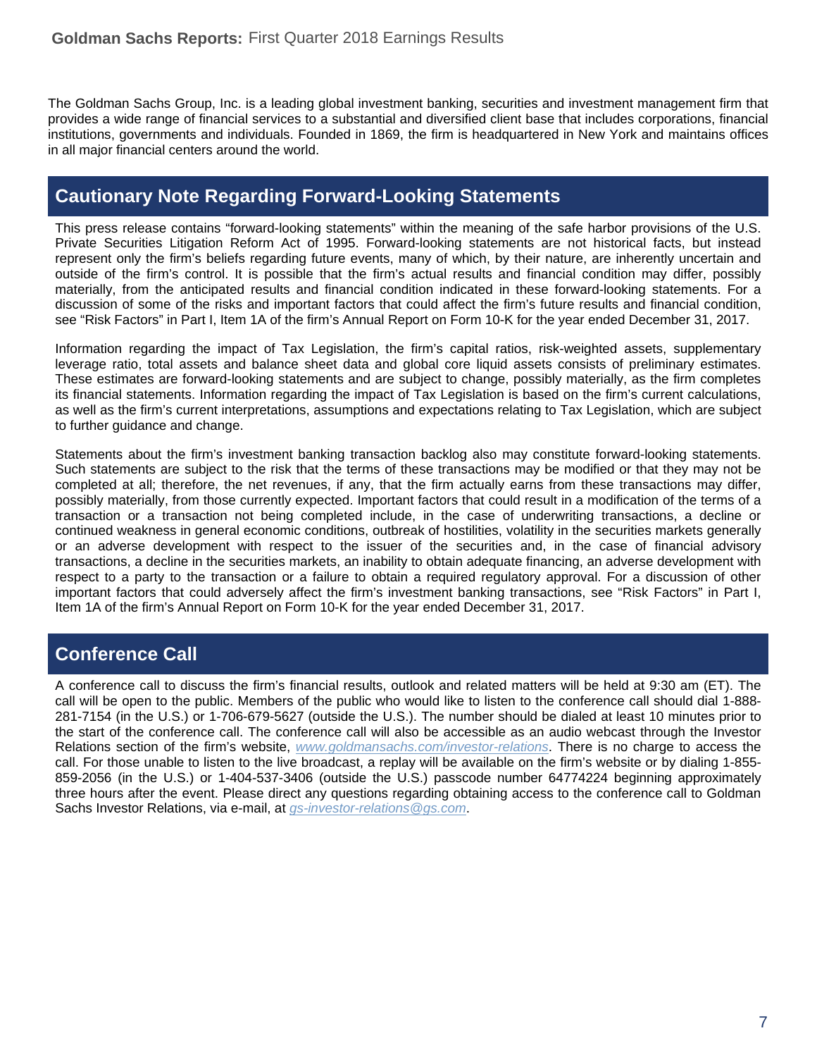The Goldman Sachs Group, Inc. is a leading global investment banking, securities and investment management firm that provides a wide range of financial services to a substantial and diversified client base that includes corporations, financial institutions, governments and individuals. Founded in 1869, the firm is headquartered in New York and maintains offices in all major financial centers around the world.

## Cautionary Note Regarding Forward-Looking Statements

This press release contains "forward-looking statements" within the meaning of the safe harbor provisions of the U.S. Private Securities Litigation Reform Act of 1995. Forward-looking statements are not historical facts, but instead represent only the firm's beliefs regarding future events, many of which, by their nature, are inherently uncertain and outside of the firm's control. It is possible that the firm's actual results and financial condition may differ, possibly materially, from the anticipated results and financial condition indicated in these forward-looking statements. For a discussion of some of the risks and important factors that could affect the firm's future results and financial condition, see "Risk Factors" in Part I, Item 1A of the firm's Annual Report on Form 10-K for the year ended December 31, 2017.

Information regarding the impact of Tax Legislation, the firm's capital ratios, risk-weighted assets, supplementary leverage ratio, total assets and balance sheet data and global core liquid assets consists of preliminary estimates. These estimates are forward-looking statements and are subject to change, possibly materially, as the firm completes its financial statements. Information regarding the impact of Tax Legislation is based on the firm's current calculations, as well as the firm's current interpretations, assumptions and expectations relating to Tax Legislation, which are subject to further guidance and change.

Statements about the firm's investment banking transaction backlog also may constitute forward-looking statements. Such statements are subject to the risk that the terms of these transactions may be modified or that they may not be completed at all; therefore, the net revenues, if any, that the firm actually earns from these transactions may differ, possibly materially, from those currently expected. Important factors that could result in a modification of the terms of a transaction or a transaction not being completed include, in the case of underwriting transactions, a decline or continued weakness in general economic conditions, outbreak of hostilities, volatility in the securities markets generally or an adverse development with respect to the issuer of the securities and, in the case of financial advisory transactions, a decline in the securities markets, an inability to obtain adequate financing, an adverse development with respect to a party to the transaction or a failure to obtain a required regulatory approval. For a discussion of other important factors that could adversely affect the firm's investment banking transactions, see "Risk Factors" in Part I, Item 1A of the firm's Annual Report on Form 10-K for the year ended December 31, 2017.

## Conference Call

A conference call to discuss the firm's financial results, outlook and related matters will be held at 9:30 am (ET). The call will be open to the public. Members of the public who would like to listen to the conference call should dial 1-888-281-7154 (in the U.S.) or 1-706-679-5627 (outside the U.S.). The number should be dialed at least 10 minutes prior to the start of the conference call. The conference call will also be accessible as an audio webcast through the Investor Relations section of the firm's website, *www.goldmansachs.com/investor-relations*. There is no charge to access the call. For those unable to listen to the live broadcast, a replay will be available on the firm's website or by dialing 1-855-859-2056 (in the U.S.) or 1-404-537-3406 (outside the U.S.) passcode number 64774224 beginning approximately three hours after the event. Please direct any questions regarding obtaining access to the conference call to Goldman Sachs Investor Relations, via e-mail, at *gs-investor-relations@gs.com*.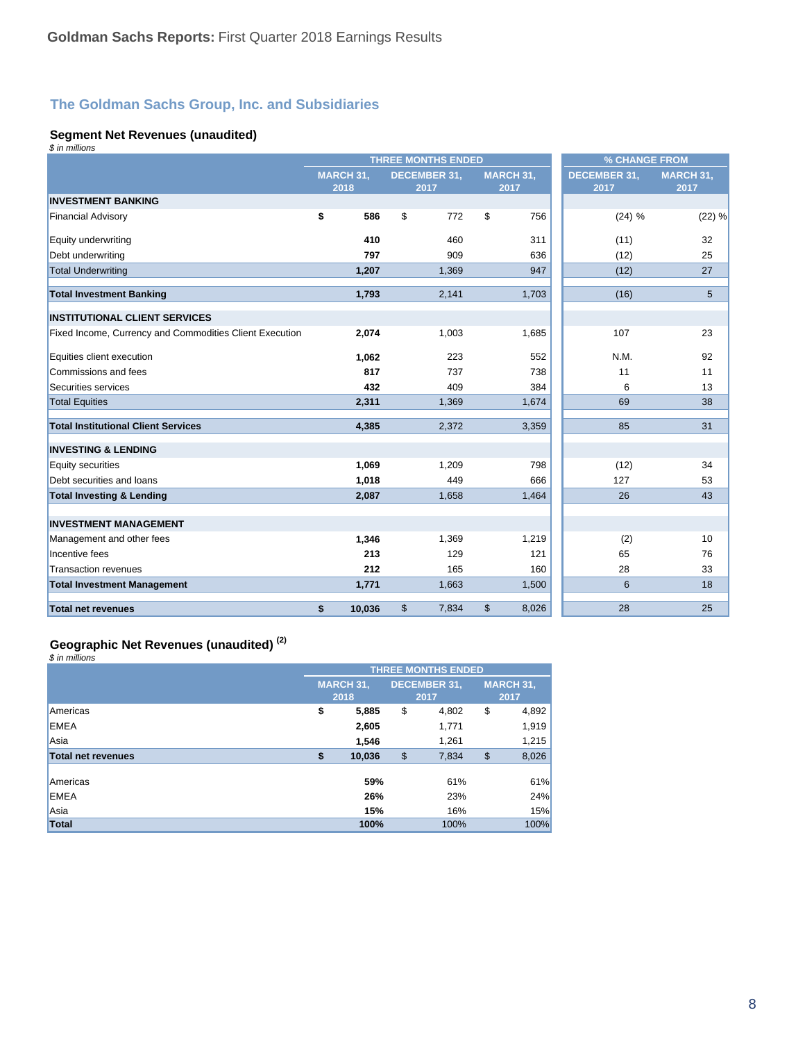Goldman Sachs Reports: First Quarter 2018 Earnings Results

## The Goldman Sachs Group, Inc. and Subsidiaries

### Segment Net Revenues (unaudited)

*$ in millions*

| | THREE MONTHS ENDED | | | % CHANGE FROM | |
|---|---|---|---|---|---|
| | MARCH 31, 2018 | DECEMBER 31, 2017 | MARCH 31, 2017 | DECEMBER 31, 2017 | MARCH 31, 2017 |
| **INVESTMENT BANKING** | | | | | |
| Financial Advisory | **$ 586** | $ 772 | $ 756 | (24) % | (22) % |
| Equity underwriting | **410** | 460 | 311 | (11) | 32 |
| Debt underwriting | **797** | 909 | 636 | (12) | 25 |
| Total Underwriting | **1,207** | 1,369 | 947 | (12) | 27 |
| **Total Investment Banking** | **1,793** | 2,141 | 1,703 | (16) | 5 |
| **INSTITUTIONAL CLIENT SERVICES** | | | | | |
| Fixed Income, Currency and Commodities Client Execution | **2,074** | 1,003 | 1,685 | 107 | 23 |
| Equities client execution | **1,062** | 223 | 552 | N.M. | 92 |
| Commissions and fees | **817** | 737 | 738 | 11 | 11 |
| Securities services | **432** | 409 | 384 | 6 | 13 |
| Total Equities | **2,311** | 1,369 | 1,674 | 69 | 38 |
| **Total Institutional Client Services** | **4,385** | 2,372 | 3,359 | 85 | 31 |
| **INVESTING & LENDING** | | | | | |
| Equity securities | **1,069** | 1,209 | 798 | (12) | 34 |
| Debt securities and loans | **1,018** | 449 | 666 | 127 | 53 |
| **Total Investing & Lending** | **2,087** | 1,658 | 1,464 | 26 | 43 |
| **INVESTMENT MANAGEMENT** | | | | | |
| Management and other fees | **1,346** | 1,369 | 1,219 | (2) | 10 |
| Incentive fees | **213** | 129 | 121 | 65 | 76 |
| Transaction revenues | **212** | 165 | 160 | 28 | 33 |
| **Total Investment Management** | **1,771** | 1,663 | 1,500 | 6 | 18 |
| **Total net revenues** | **$ 10,036** | $ 7,834 | $ 8,026 | 28 | 25 |

### Geographic Net Revenues (unaudited) [(2)]

*$ in millions*

| | THREE MONTHS ENDED | | |
|---|---|---|---|
| | MARCH 31, 2018 | DECEMBER 31, 2017 | MARCH 31, 2017 |
| Americas | **$ 5,885** | $ 4,802 | $ 4,892 |
| EMEA | **2,605** | 1,771 | 1,919 |
| Asia | **1,546** | 1,261 | 1,215 |
| **Total net revenues** | **$ 10,036** | $ 7,834 | $ 8,026 |
| | | | |
| Americas | **59%** | 61% | 61% |
| EMEA | **26%** | 23% | 24% |
| Asia | **15%** | 16% | 15% |
| **Total** | **100%** | 100% | 100% |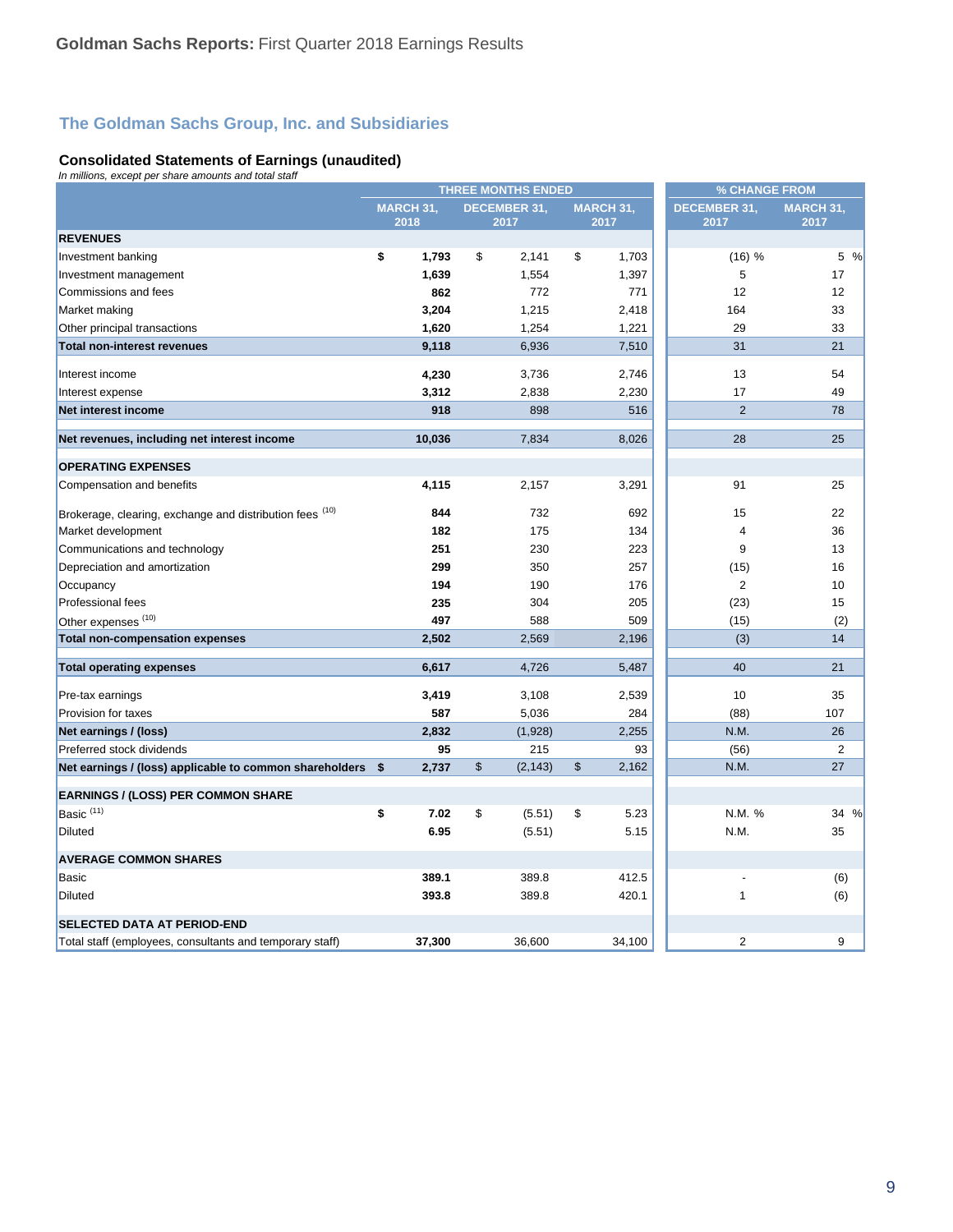## The Goldman Sachs Group, Inc. and Subsidiaries

### Consolidated Statements of Earnings (unaudited)

*In millions, except per share amounts and total staff*

| | THREE MONTHS ENDED | | | % CHANGE FROM | |
|---|---|---|---|---|---|
| | MARCH 31, 2018 | DECEMBER 31, 2017 | MARCH 31, 2017 | DECEMBER 31, 2017 | MARCH 31, 2017 |
| **REVENUES** | | | | | |
| Investment banking | **$ 1,793** | $ 2,141 | $ 1,703 | (16) % | 5 % |
| Investment management | **1,639** | 1,554 | 1,397 | 5 | 17 |
| Commissions and fees | **862** | 772 | 771 | 12 | 12 |
| Market making | **3,204** | 1,215 | 2,418 | 164 | 33 |
| Other principal transactions | **1,620** | 1,254 | 1,221 | 29 | 33 |
| **Total non-interest revenues** | **9,118** | 6,936 | 7,510 | 31 | 21 |
| Interest income | **4,230** | 3,736 | 2,746 | 13 | 54 |
| Interest expense | **3,312** | 2,838 | 2,230 | 17 | 49 |
| **Net interest income** | **918** | 898 | 516 | 2 | 78 |
| **Net revenues, including net interest income** | **10,036** | 7,834 | 8,026 | 28 | 25 |
| **OPERATING EXPENSES** | | | | | |
| Compensation and benefits | **4,115** | 2,157 | 3,291 | 91 | 25 |
| Brokerage, clearing, exchange and distribution fees [10] | **844** | 732 | 692 | 15 | 22 |
| Market development | **182** | 175 | 134 | 4 | 36 |
| Communications and technology | **251** | 230 | 223 | 9 | 13 |
| Depreciation and amortization | **299** | 350 | 257 | (15) | 16 |
| Occupancy | **194** | 190 | 176 | 2 | 10 |
| Professional fees | **235** | 304 | 205 | (23) | 15 |
| Other expenses [10] | **497** | 588 | 509 | (15) | (2) |
| **Total non-compensation expenses** | **2,502** | 2,569 | 2,196 | (3) | 14 |
| **Total operating expenses** | **6,617** | 4,726 | 5,487 | 40 | 21 |
| Pre-tax earnings | **3,419** | 3,108 | 2,539 | 10 | 35 |
| Provision for taxes | **587** | 5,036 | 284 | (88) | 107 |
| **Net earnings / (loss)** | **2,832** | (1,928) | 2,255 | N.M. | 26 |
| Preferred stock dividends | **95** | 215 | 93 | (56) | 2 |
| **Net earnings / (loss) applicable to common shareholders** | **$ 2,737** | $ (2,143) | $ 2,162 | N.M. | 27 |
| **EARNINGS / (LOSS) PER COMMON SHARE** | | | | | |
| Basic [11] | **$ 7.02** | $ (5.51) | $ 5.23 | N.M. % | 34 % |
| Diluted | **6.95** | (5.51) | 5.15 | N.M. | 35 |
| **AVERAGE COMMON SHARES** | | | | | |
| Basic | **389.1** | 389.8 | 412.5 | - | (6) |
| Diluted | **393.8** | 389.8 | 420.1 | 1 | (6) |
| **SELECTED DATA AT PERIOD-END** | | | | | |
| Total staff (employees, consultants and temporary staff) | **37,300** | 36,600 | 34,100 | 2 | 9 |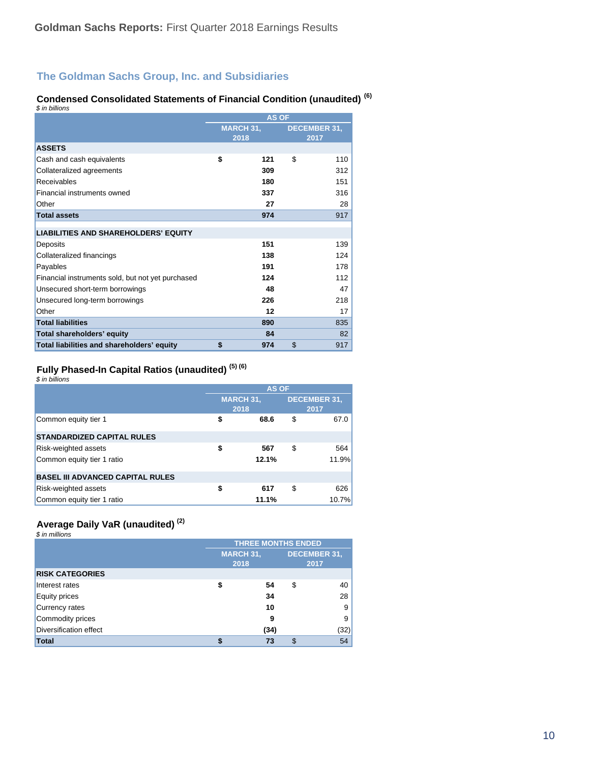## The Goldman Sachs Group, Inc. and Subsidiaries

### Condensed Consolidated Statements of Financial Condition (unaudited) [(6)]

*$ in billions*

| | AS OF | |
|---|---|---|
| | **MARCH 31, 2018** | **DECEMBER 31, 2017** |
| **ASSETS** | | |
| Cash and cash equivalents | **$ 121** | $ 110 |
| Collateralized agreements | **309** | 312 |
| Receivables | **180** | 151 |
| Financial instruments owned | **337** | 316 |
| Other | **27** | 28 |
| **Total assets** | **974** | 917 |
| | | |
| **LIABILITIES AND SHAREHOLDERS' EQUITY** | | |
| Deposits | **151** | 139 |
| Collateralized financings | **138** | 124 |
| Payables | **191** | 178 |
| Financial instruments sold, but not yet purchased | **124** | 112 |
| Unsecured short-term borrowings | **48** | 47 |
| Unsecured long-term borrowings | **226** | 218 |
| Other | **12** | 17 |
| **Total liabilities** | **890** | 835 |
| **Total shareholders' equity** | **84** | 82 |
| **Total liabilities and shareholders' equity** | **$ 974** | $ 917 |

### Fully Phased-In Capital Ratios (unaudited) [(5) (6)]

*$ in billions*

| | AS OF | |
|---|---|---|
| | **MARCH 31, 2018** | **DECEMBER 31, 2017** |
| Common equity tier 1 | **$ 68.6** | $ 67.0 |
| | | |
| **STANDARDIZED CAPITAL RULES** | | |
| Risk-weighted assets | **$ 567** | $ 564 |
| Common equity tier 1 ratio | **12.1%** | 11.9% |
| | | |
| **BASEL III ADVANCED CAPITAL RULES** | | |
| Risk-weighted assets | **$ 617** | $ 626 |
| Common equity tier 1 ratio | **11.1%** | 10.7% |

### Average Daily VaR (unaudited) [(2)]

*$ in millions*

| | THREE MONTHS ENDED | |
|---|---|---|
| | **MARCH 31, 2018** | **DECEMBER 31, 2017** |
| **RISK CATEGORIES** | | |
| Interest rates | **$ 54** | $ 40 |
| Equity prices | **34** | 28 |
| Currency rates | **10** | 9 |
| Commodity prices | **9** | 9 |
| Diversification effect | **(34)** | (32) |
| **Total** | **$ 73** | $ 54 |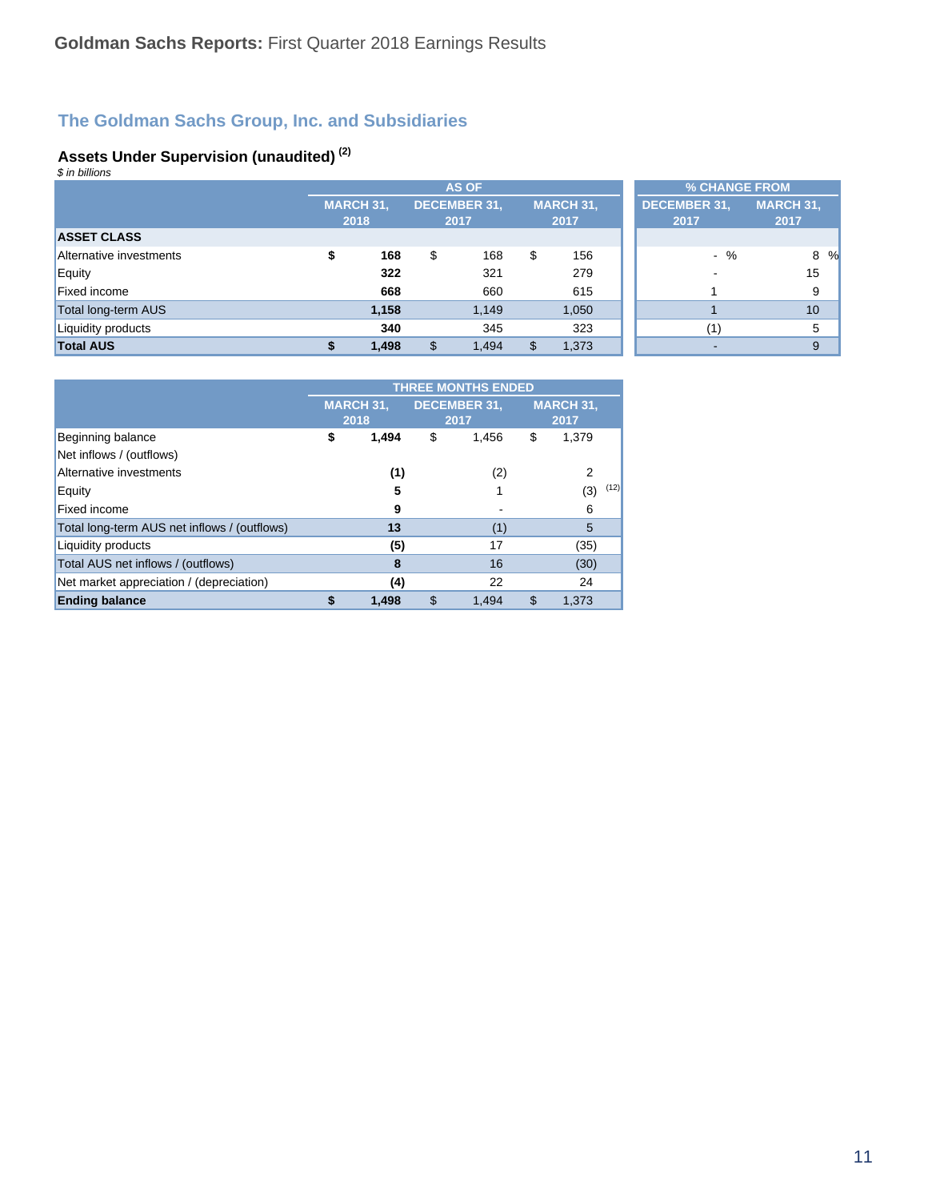## The Goldman Sachs Group, Inc. and Subsidiaries

### Assets Under Supervision (unaudited) [2]

*$ in billions*

| | AS OF | | | % CHANGE FROM | |
|---|---|---|---|---|---|
| | MARCH 31, 2018 | DECEMBER 31, 2017 | MARCH 31, 2017 | DECEMBER 31, 2017 | MARCH 31, 2017 |
| **ASSET CLASS** | | | | | |
| Alternative investments | **$ 168** | $ 168 | $ 156 | - % | 8 % |
| Equity | **322** | 321 | 279 | - | 15 |
| Fixed income | **668** | 660 | 615 | 1 | 9 |
| Total long-term AUS | **1,158** | 1,149 | 1,050 | 1 | 10 |
| Liquidity products | **340** | 345 | 323 | (1) | 5 |
| **Total AUS** | **$ 1,498** | $ 1,494 | $ 1,373 | - | 9 |

| | THREE MONTHS ENDED | | |
|---|---|---|---|
| | MARCH 31, 2018 | DECEMBER 31, 2017 | MARCH 31, 2017 |
| Beginning balance | **$ 1,494** | $ 1,456 | $ 1,379 |
| Net inflows / (outflows) | | | |
| Alternative investments | **(1)** | (2) | 2 |
| Equity | **5** | 1 | (3) [12] |
| Fixed income | **9** | - | 6 |
| Total long-term AUS net inflows / (outflows) | **13** | (1) | 5 |
| Liquidity products | **(5)** | 17 | (35) |
| Total AUS net inflows / (outflows) | **8** | 16 | (30) |
| Net market appreciation / (depreciation) | **(4)** | 22 | 24 |
| **Ending balance** | **$ 1,498** | $ 1,494 | $ 1,373 |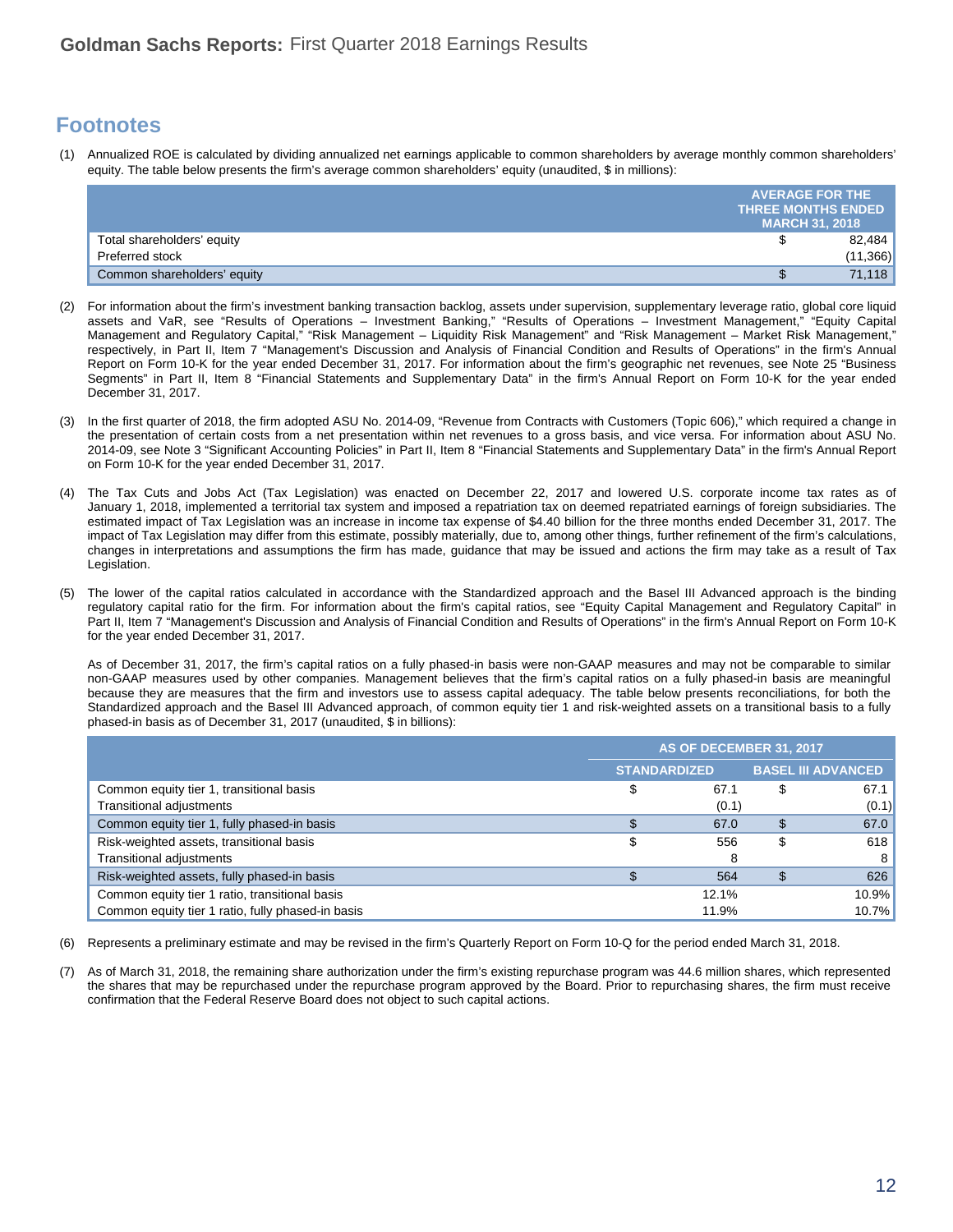## Footnotes

(1) Annualized ROE is calculated by dividing annualized net earnings applicable to common shareholders by average monthly common shareholders' equity. The table below presents the firm's average common shareholders' equity (unaudited, $ in millions):

| | AVERAGE FOR THE THREE MONTHS ENDED MARCH 31, 2018 |
|---|---|
| Total shareholders' equity | $ 82,484 |
| Preferred stock | (11,366) |
| Common shareholders' equity | $ 71,118 |

(2) For information about the firm's investment banking transaction backlog, assets under supervision, supplementary leverage ratio, global core liquid assets and VaR, see "Results of Operations – Investment Banking," "Results of Operations – Investment Management," "Equity Capital Management and Regulatory Capital," "Risk Management – Liquidity Risk Management" and "Risk Management – Market Risk Management," respectively, in Part II, Item 7 "Management's Discussion and Analysis of Financial Condition and Results of Operations" in the firm's Annual Report on Form 10-K for the year ended December 31, 2017. For information about the firm's geographic net revenues, see Note 25 "Business Segments" in Part II, Item 8 "Financial Statements and Supplementary Data" in the firm's Annual Report on Form 10-K for the year ended December 31, 2017.

(3) In the first quarter of 2018, the firm adopted ASU No. 2014-09, "Revenue from Contracts with Customers (Topic 606)," which required a change in the presentation of certain costs from a net presentation within net revenues to a gross basis, and vice versa. For information about ASU No. 2014-09, see Note 3 "Significant Accounting Policies" in Part II, Item 8 "Financial Statements and Supplementary Data" in the firm's Annual Report on Form 10-K for the year ended December 31, 2017.

(4) The Tax Cuts and Jobs Act (Tax Legislation) was enacted on December 22, 2017 and lowered U.S. corporate income tax rates as of January 1, 2018, implemented a territorial tax system and imposed a repatriation tax on deemed repatriated earnings of foreign subsidiaries. The estimated impact of Tax Legislation was an increase in income tax expense of $4.40 billion for the three months ended December 31, 2017. The impact of Tax Legislation may differ from this estimate, possibly materially, due to, among other things, further refinement of the firm's calculations, changes in interpretations and assumptions the firm has made, guidance that may be issued and actions the firm may take as a result of Tax Legislation.

(5) The lower of the capital ratios calculated in accordance with the Standardized approach and the Basel III Advanced approach is the binding regulatory capital ratio for the firm. For information about the firm's capital ratios, see "Equity Capital Management and Regulatory Capital" in Part II, Item 7 "Management's Discussion and Analysis of Financial Condition and Results of Operations" in the firm's Annual Report on Form 10-K for the year ended December 31, 2017.

As of December 31, 2017, the firm's capital ratios on a fully phased-in basis were non-GAAP measures and may not be comparable to similar non-GAAP measures used by other companies. Management believes that the firm's capital ratios on a fully phased-in basis are meaningful because they are measures that the firm and investors use to assess capital adequacy. The table below presents reconciliations, for both the Standardized approach and the Basel III Advanced approach, of common equity tier 1 and risk-weighted assets on a transitional basis to a fully phased-in basis as of December 31, 2017 (unaudited, $ in billions):

| | AS OF DECEMBER 31, 2017 | |
|---|---|---|
| | STANDARDIZED | BASEL III ADVANCED |
| Common equity tier 1, transitional basis | $ 67.1 | $ 67.1 |
| Transitional adjustments | (0.1) | (0.1) |
| Common equity tier 1, fully phased-in basis | $ 67.0 | $ 67.0 |
| Risk-weighted assets, transitional basis | $ 556 | $ 618 |
| Transitional adjustments | 8 | 8 |
| Risk-weighted assets, fully phased-in basis | $ 564 | $ 626 |
| Common equity tier 1 ratio, transitional basis | 12.1% | 10.9% |
| Common equity tier 1 ratio, fully phased-in basis | 11.9% | 10.7% |

(6) Represents a preliminary estimate and may be revised in the firm's Quarterly Report on Form 10-Q for the period ended March 31, 2018.

(7) As of March 31, 2018, the remaining share authorization under the firm's existing repurchase program was 44.6 million shares, which represented the shares that may be repurchased under the repurchase program approved by the Board. Prior to repurchasing shares, the firm must receive confirmation that the Federal Reserve Board does not object to such capital actions.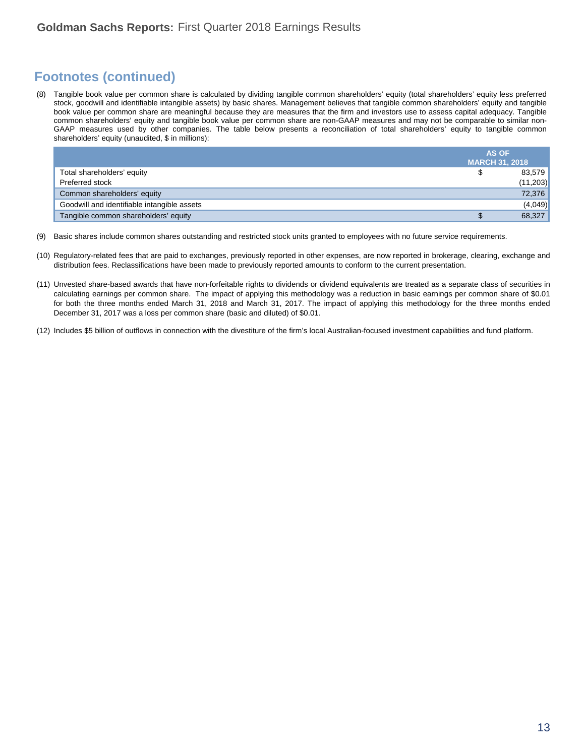## Footnotes (continued)

(8) Tangible book value per common share is calculated by dividing tangible common shareholders' equity (total shareholders' equity less preferred stock, goodwill and identifiable intangible assets) by basic shares. Management believes that tangible common shareholders' equity and tangible book value per common share are meaningful because they are measures that the firm and investors use to assess capital adequacy. Tangible common shareholders' equity and tangible book value per common share are non-GAAP measures and may not be comparable to similar non-GAAP measures used by other companies. The table below presents a reconciliation of total shareholders' equity to tangible common shareholders' equity (unaudited, $ in millions):

| | AS OF MARCH 31, 2018 |
|---|---|
| Total shareholders' equity | $ 83,579 |
| Preferred stock | (11,203) |
| Common shareholders' equity | 72,376 |
| Goodwill and identifiable intangible assets | (4,049) |
| Tangible common shareholders' equity | $ 68,327 |

(9) Basic shares include common shares outstanding and restricted stock units granted to employees with no future service requirements.

(10) Regulatory-related fees that are paid to exchanges, previously reported in other expenses, are now reported in brokerage, clearing, exchange and distribution fees. Reclassifications have been made to previously reported amounts to conform to the current presentation.

(11) Unvested share-based awards that have non-forfeitable rights to dividends or dividend equivalents are treated as a separate class of securities in calculating earnings per common share. The impact of applying this methodology was a reduction in basic earnings per common share of $0.01 for both the three months ended March 31, 2018 and March 31, 2017. The impact of applying this methodology for the three months ended December 31, 2017 was a loss per common share (basic and diluted) of $0.01.

(12) Includes $5 billion of outflows in connection with the divestiture of the firm's local Australian-focused investment capabilities and fund platform.